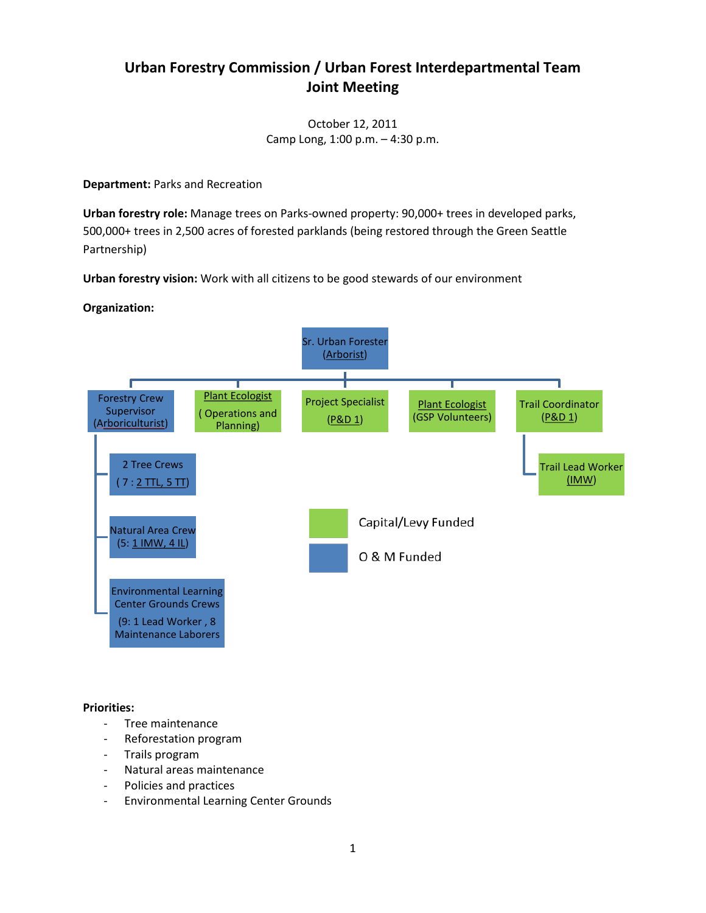# Urban Forestry Commission / Urban Forest Interdepartmental Team Joint Meeting

October 12, 2011
Camp Long, 1:00 p.m. – 4:30 p.m.

**Department:** Parks and Recreation

**Urban forestry role:** Manage trees on Parks-owned property: 90,000+ trees in developed parks, 500,000+ trees in 2,500 acres of forested parklands (being restored through the Green Seattle Partnership)

**Urban forestry vision:** Work with all citizens to be good stewards of our environment

**Organization:**

- Sr. Urban Forester (Arborist)
  - Forestry Crew Supervisor (Arboriculturist)
    - 2 Tree Crews (7 : 2 TTL, 5 TT)
    - Natural Area Crew (5: 1 IMW, 4 IL)
    - Environmental Learning Center Grounds Crews (9: 1 Lead Worker , 8 Maintenance Laborers
  - Plant Ecologist ( Operations and Planning)
  - Project Specialist (P&D 1)
  - Plant Ecologist (GSP Volunteers)
  - Trail Coordinator (P&D 1)
    - Trail Lead Worker (IMW)

Legend:
- Capital/Levy Funded (green): Plant Ecologist (Operations and Planning), Project Specialist, Plant Ecologist (GSP Volunteers), Trail Coordinator, Trail Lead Worker
- O & M Funded (blue): Sr. Urban Forester, Forestry Crew Supervisor, 2 Tree Crews, Natural Area Crew, Environmental Learning Center Grounds Crews

**Priorities:**

- Tree maintenance
- Reforestation program
- Trails program
- Natural areas maintenance
- Policies and practices
- Environmental Learning Center Grounds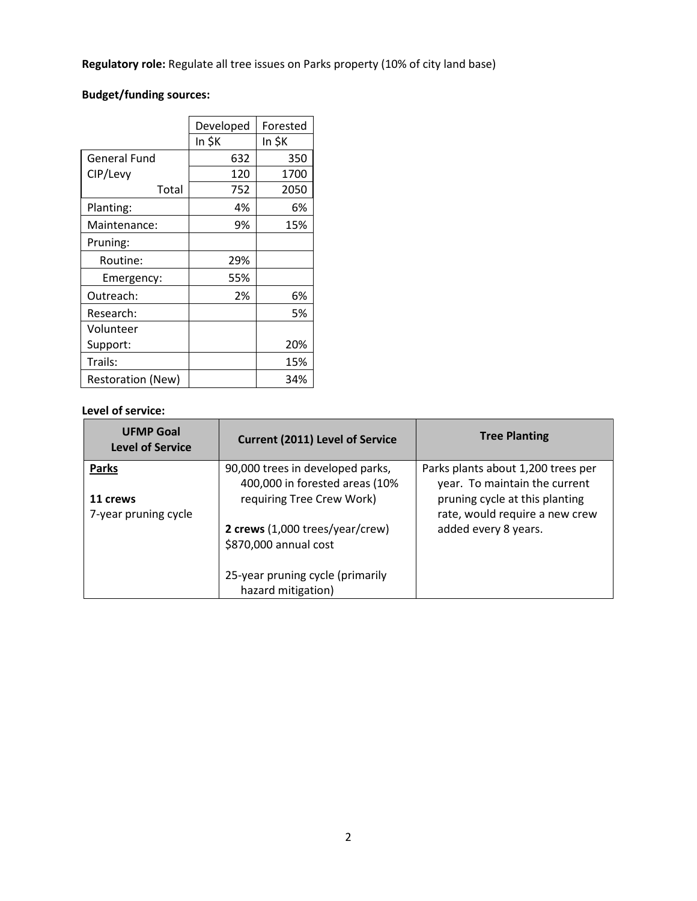**Regulatory role:** Regulate all tree issues on Parks property (10% of city land base)

**Budget/funding sources:**

| | Developed | Forested |
|---|---|---|
| | In $K | In $K |
| General Fund | 632 | 350 |
| CIP/Levy | 120 | 1700 |
| Total | 752 | 2050 |
| Planting: | 4% | 6% |
| Maintenance: | 9% | 15% |
| Pruning: | | |
| Routine: | 29% | |
| Emergency: | 55% | |
| Outreach: | 2% | 6% |
| Research: | | 5% |
| Volunteer Support: | | 20% |
| Trails: | | 15% |
| Restoration (New) | | 34% |

**Level of service:**

| UFMP Goal Level of Service | Current (2011) Level of Service | Tree Planting |
|---|---|---|
| **Parks**<br><br>**11 crews**<br>7-year pruning cycle | 90,000 trees in developed parks, 400,000 in forested areas (10% requiring Tree Crew Work)<br><br>**2 crews** (1,000 trees/year/crew)<br>$870,000 annual cost<br><br>25-year pruning cycle (primarily hazard mitigation) | Parks plants about 1,200 trees per year. To maintain the current pruning cycle at this planting rate, would require a new crew added every 8 years. |